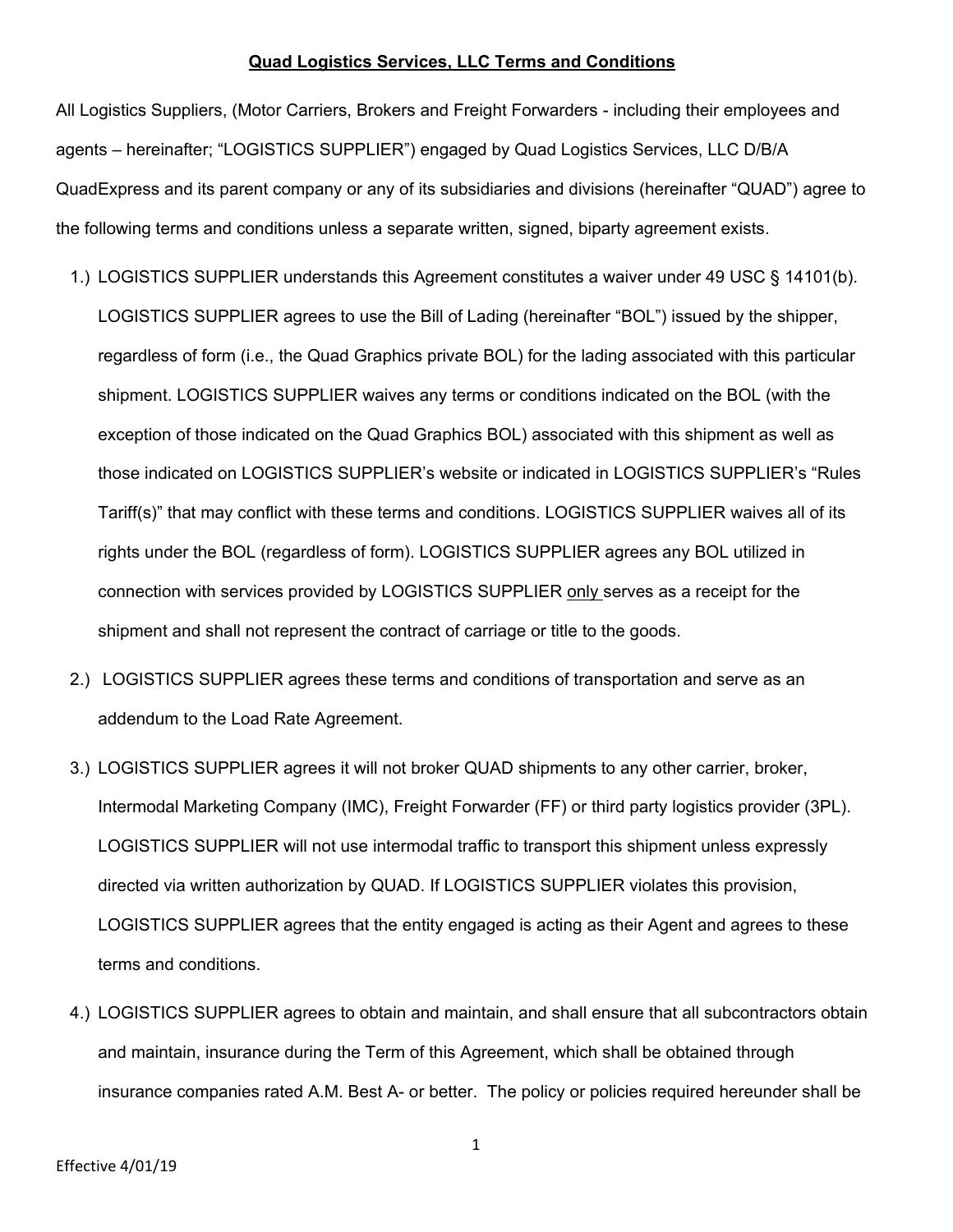# Quad Logistics Services, LLC Terms and Conditions

All Logistics Suppliers, (Motor Carriers, Brokers and Freight Forwarders - including their employees and agents – hereinafter; "LOGISTICS SUPPLIER") engaged by Quad Logistics Services, LLC D/B/A QuadExpress and its parent company or any of its subsidiaries and divisions (hereinafter "QUAD") agree to the following terms and conditions unless a separate written, signed, biparty agreement exists.

1.) LOGISTICS SUPPLIER understands this Agreement constitutes a waiver under 49 USC § 14101(b). LOGISTICS SUPPLIER agrees to use the Bill of Lading (hereinafter "BOL") issued by the shipper, regardless of form (i.e., the Quad Graphics private BOL) for the lading associated with this particular shipment. LOGISTICS SUPPLIER waives any terms or conditions indicated on the BOL (with the exception of those indicated on the Quad Graphics BOL) associated with this shipment as well as those indicated on LOGISTICS SUPPLIER's website or indicated in LOGISTICS SUPPLIER's "Rules Tariff(s)" that may conflict with these terms and conditions. LOGISTICS SUPPLIER waives all of its rights under the BOL (regardless of form). LOGISTICS SUPPLIER agrees any BOL utilized in connection with services provided by LOGISTICS SUPPLIER <u>only</u> serves as a receipt for the shipment and shall not represent the contract of carriage or title to the goods.

2.) LOGISTICS SUPPLIER agrees these terms and conditions of transportation and serve as an addendum to the Load Rate Agreement.

3.) LOGISTICS SUPPLIER agrees it will not broker QUAD shipments to any other carrier, broker, Intermodal Marketing Company (IMC), Freight Forwarder (FF) or third party logistics provider (3PL). LOGISTICS SUPPLIER will not use intermodal traffic to transport this shipment unless expressly directed via written authorization by QUAD. If LOGISTICS SUPPLIER violates this provision, LOGISTICS SUPPLIER agrees that the entity engaged is acting as their Agent and agrees to these terms and conditions.

4.) LOGISTICS SUPPLIER agrees to obtain and maintain, and shall ensure that all subcontractors obtain and maintain, insurance during the Term of this Agreement, which shall be obtained through insurance companies rated A.M. Best A- or better. The policy or policies required hereunder shall be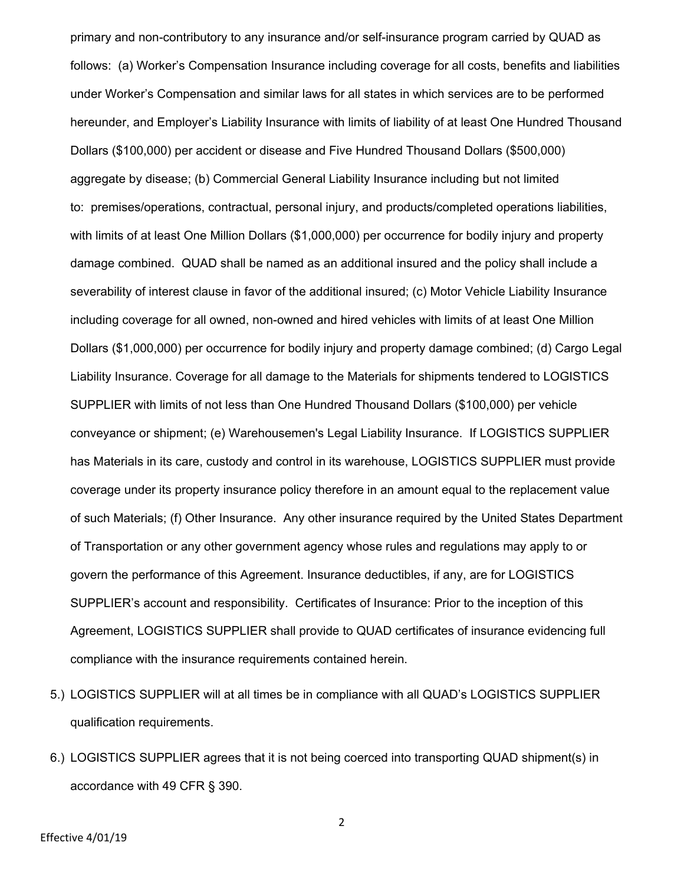primary and non-contributory to any insurance and/or self-insurance program carried by QUAD as follows: (a) Worker's Compensation Insurance including coverage for all costs, benefits and liabilities under Worker's Compensation and similar laws for all states in which services are to be performed hereunder, and Employer's Liability Insurance with limits of liability of at least One Hundred Thousand Dollars ($100,000) per accident or disease and Five Hundred Thousand Dollars ($500,000) aggregate by disease; (b) Commercial General Liability Insurance including but not limited to: premises/operations, contractual, personal injury, and products/completed operations liabilities, with limits of at least One Million Dollars ($1,000,000) per occurrence for bodily injury and property damage combined. QUAD shall be named as an additional insured and the policy shall include a severability of interest clause in favor of the additional insured; (c) Motor Vehicle Liability Insurance including coverage for all owned, non-owned and hired vehicles with limits of at least One Million Dollars ($1,000,000) per occurrence for bodily injury and property damage combined; (d) Cargo Legal Liability Insurance. Coverage for all damage to the Materials for shipments tendered to LOGISTICS SUPPLIER with limits of not less than One Hundred Thousand Dollars ($100,000) per vehicle conveyance or shipment; (e) Warehousemen's Legal Liability Insurance. If LOGISTICS SUPPLIER has Materials in its care, custody and control in its warehouse, LOGISTICS SUPPLIER must provide coverage under its property insurance policy therefore in an amount equal to the replacement value of such Materials; (f) Other Insurance. Any other insurance required by the United States Department of Transportation or any other government agency whose rules and regulations may apply to or govern the performance of this Agreement. Insurance deductibles, if any, are for LOGISTICS SUPPLIER's account and responsibility. Certificates of Insurance: Prior to the inception of this Agreement, LOGISTICS SUPPLIER shall provide to QUAD certificates of insurance evidencing full compliance with the insurance requirements contained herein.

5.) LOGISTICS SUPPLIER will at all times be in compliance with all QUAD's LOGISTICS SUPPLIER qualification requirements.

6.) LOGISTICS SUPPLIER agrees that it is not being coerced into transporting QUAD shipment(s) in accordance with 49 CFR § 390.

Effective 4/01/19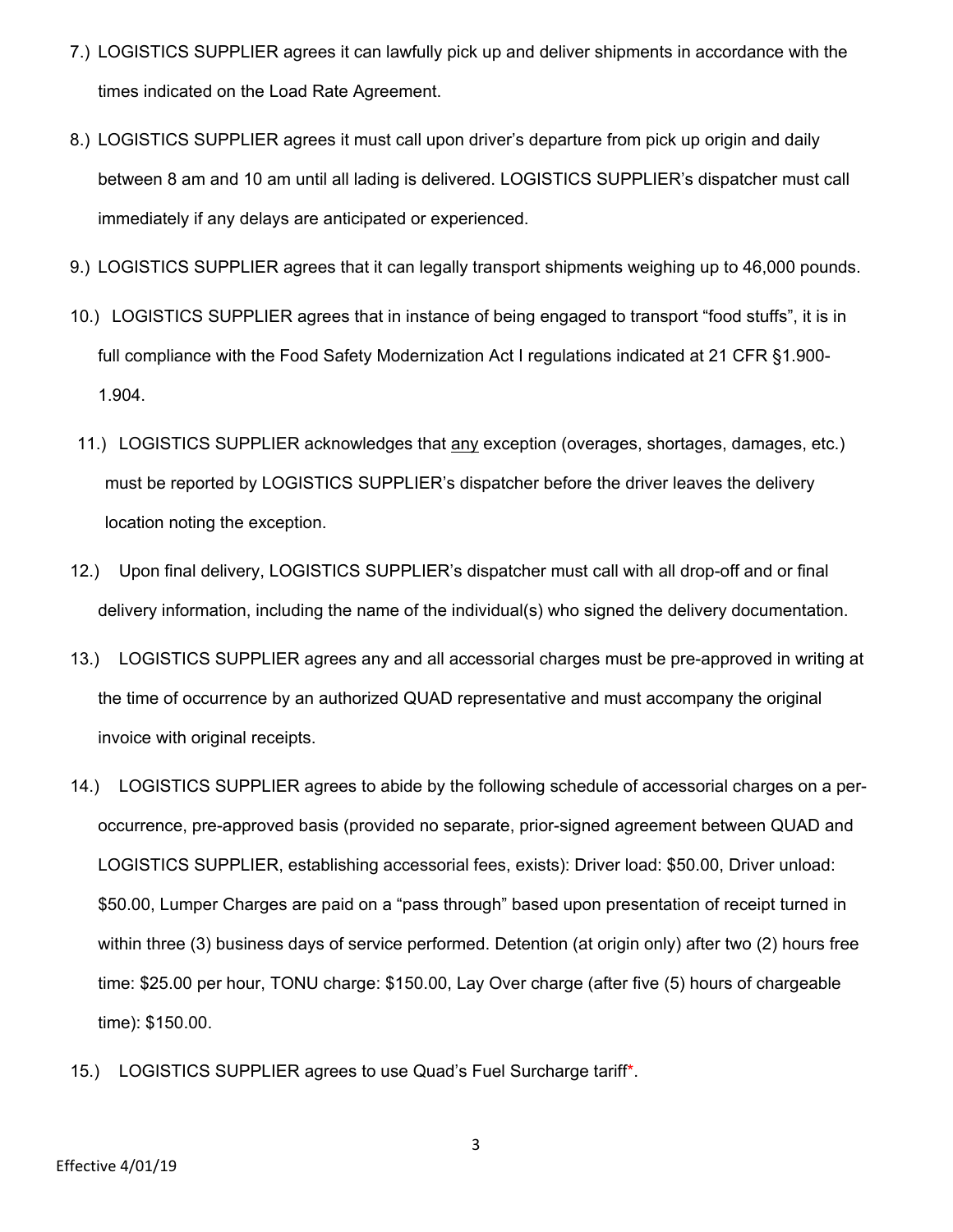7.) LOGISTICS SUPPLIER agrees it can lawfully pick up and deliver shipments in accordance with the times indicated on the Load Rate Agreement.

8.) LOGISTICS SUPPLIER agrees it must call upon driver's departure from pick up origin and daily between 8 am and 10 am until all lading is delivered. LOGISTICS SUPPLIER's dispatcher must call immediately if any delays are anticipated or experienced.

9.) LOGISTICS SUPPLIER agrees that it can legally transport shipments weighing up to 46,000 pounds.

10.) LOGISTICS SUPPLIER agrees that in instance of being engaged to transport "food stuffs", it is in full compliance with the Food Safety Modernization Act I regulations indicated at 21 CFR §1.900-1.904.

11.) LOGISTICS SUPPLIER acknowledges that <u>any</u> exception (overages, shortages, damages, etc.) must be reported by LOGISTICS SUPPLIER's dispatcher before the driver leaves the delivery location noting the exception.

12.) Upon final delivery, LOGISTICS SUPPLIER's dispatcher must call with all drop-off and or final delivery information, including the name of the individual(s) who signed the delivery documentation.

13.) LOGISTICS SUPPLIER agrees any and all accessorial charges must be pre-approved in writing at the time of occurrence by an authorized QUAD representative and must accompany the original invoice with original receipts.

14.) LOGISTICS SUPPLIER agrees to abide by the following schedule of accessorial charges on a per-occurrence, pre-approved basis (provided no separate, prior-signed agreement between QUAD and LOGISTICS SUPPLIER, establishing accessorial fees, exists): Driver load: $50.00, Driver unload: $50.00, Lumper Charges are paid on a "pass through" based upon presentation of receipt turned in within three (3) business days of service performed. Detention (at origin only) after two (2) hours free time: $25.00 per hour, TONU charge: $150.00, Lay Over charge (after five (5) hours of chargeable time): $150.00.

15.) LOGISTICS SUPPLIER agrees to use Quad's Fuel Surcharge tariff*.

Effective 4/01/19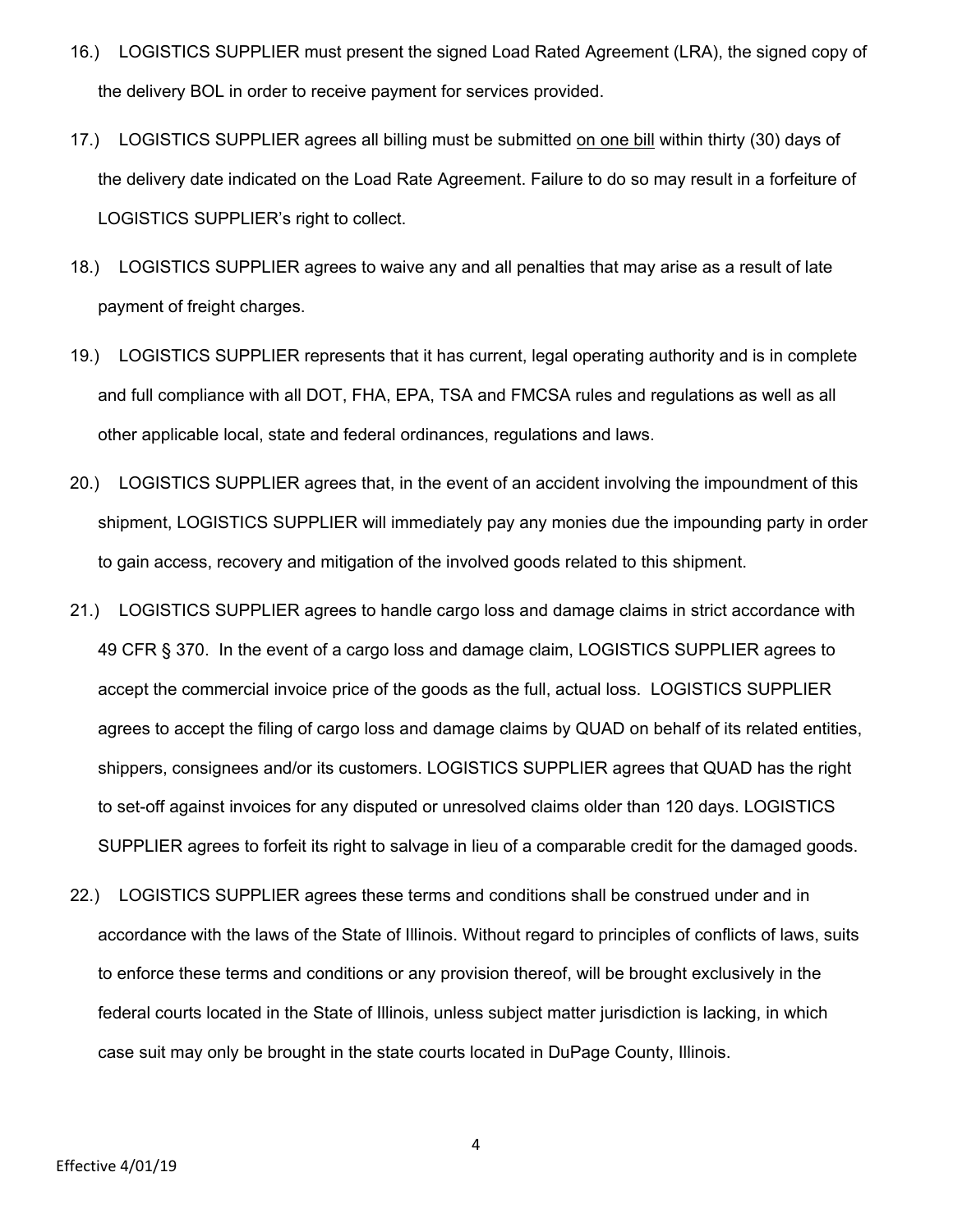16.) LOGISTICS SUPPLIER must present the signed Load Rated Agreement (LRA), the signed copy of the delivery BOL in order to receive payment for services provided.

17.) LOGISTICS SUPPLIER agrees all billing must be submitted <u>on one bill</u> within thirty (30) days of the delivery date indicated on the Load Rate Agreement. Failure to do so may result in a forfeiture of LOGISTICS SUPPLIER's right to collect.

18.) LOGISTICS SUPPLIER agrees to waive any and all penalties that may arise as a result of late payment of freight charges.

19.) LOGISTICS SUPPLIER represents that it has current, legal operating authority and is in complete and full compliance with all DOT, FHA, EPA, TSA and FMCSA rules and regulations as well as all other applicable local, state and federal ordinances, regulations and laws.

20.) LOGISTICS SUPPLIER agrees that, in the event of an accident involving the impoundment of this shipment, LOGISTICS SUPPLIER will immediately pay any monies due the impounding party in order to gain access, recovery and mitigation of the involved goods related to this shipment.

21.) LOGISTICS SUPPLIER agrees to handle cargo loss and damage claims in strict accordance with 49 CFR § 370. In the event of a cargo loss and damage claim, LOGISTICS SUPPLIER agrees to accept the commercial invoice price of the goods as the full, actual loss. LOGISTICS SUPPLIER agrees to accept the filing of cargo loss and damage claims by QUAD on behalf of its related entities, shippers, consignees and/or its customers. LOGISTICS SUPPLIER agrees that QUAD has the right to set-off against invoices for any disputed or unresolved claims older than 120 days. LOGISTICS SUPPLIER agrees to forfeit its right to salvage in lieu of a comparable credit for the damaged goods.

22.) LOGISTICS SUPPLIER agrees these terms and conditions shall be construed under and in accordance with the laws of the State of Illinois. Without regard to principles of conflicts of laws, suits to enforce these terms and conditions or any provision thereof, will be brought exclusively in the federal courts located in the State of Illinois, unless subject matter jurisdiction is lacking, in which case suit may only be brought in the state courts located in DuPage County, Illinois.

Effective 4/01/19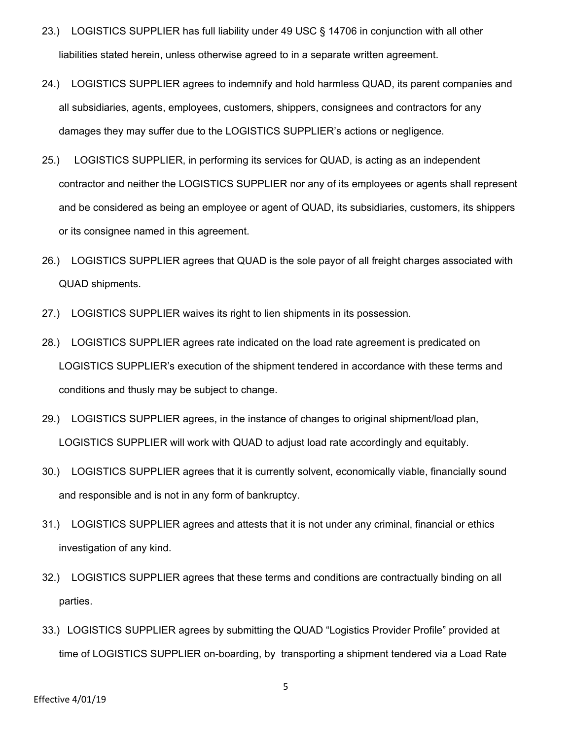23.) LOGISTICS SUPPLIER has full liability under 49 USC § 14706 in conjunction with all other liabilities stated herein, unless otherwise agreed to in a separate written agreement.

24.) LOGISTICS SUPPLIER agrees to indemnify and hold harmless QUAD, its parent companies and all subsidiaries, agents, employees, customers, shippers, consignees and contractors for any damages they may suffer due to the LOGISTICS SUPPLIER's actions or negligence.

25.) LOGISTICS SUPPLIER, in performing its services for QUAD, is acting as an independent contractor and neither the LOGISTICS SUPPLIER nor any of its employees or agents shall represent and be considered as being an employee or agent of QUAD, its subsidiaries, customers, its shippers or its consignee named in this agreement.

26.) LOGISTICS SUPPLIER agrees that QUAD is the sole payor of all freight charges associated with QUAD shipments.

27.) LOGISTICS SUPPLIER waives its right to lien shipments in its possession.

28.) LOGISTICS SUPPLIER agrees rate indicated on the load rate agreement is predicated on LOGISTICS SUPPLIER's execution of the shipment tendered in accordance with these terms and conditions and thusly may be subject to change.

29.) LOGISTICS SUPPLIER agrees, in the instance of changes to original shipment/load plan, LOGISTICS SUPPLIER will work with QUAD to adjust load rate accordingly and equitably.

30.) LOGISTICS SUPPLIER agrees that it is currently solvent, economically viable, financially sound and responsible and is not in any form of bankruptcy.

31.) LOGISTICS SUPPLIER agrees and attests that it is not under any criminal, financial or ethics investigation of any kind.

32.) LOGISTICS SUPPLIER agrees that these terms and conditions are contractually binding on all parties.

33.) LOGISTICS SUPPLIER agrees by submitting the QUAD "Logistics Provider Profile" provided at time of LOGISTICS SUPPLIER on-boarding, by transporting a shipment tendered via a Load Rate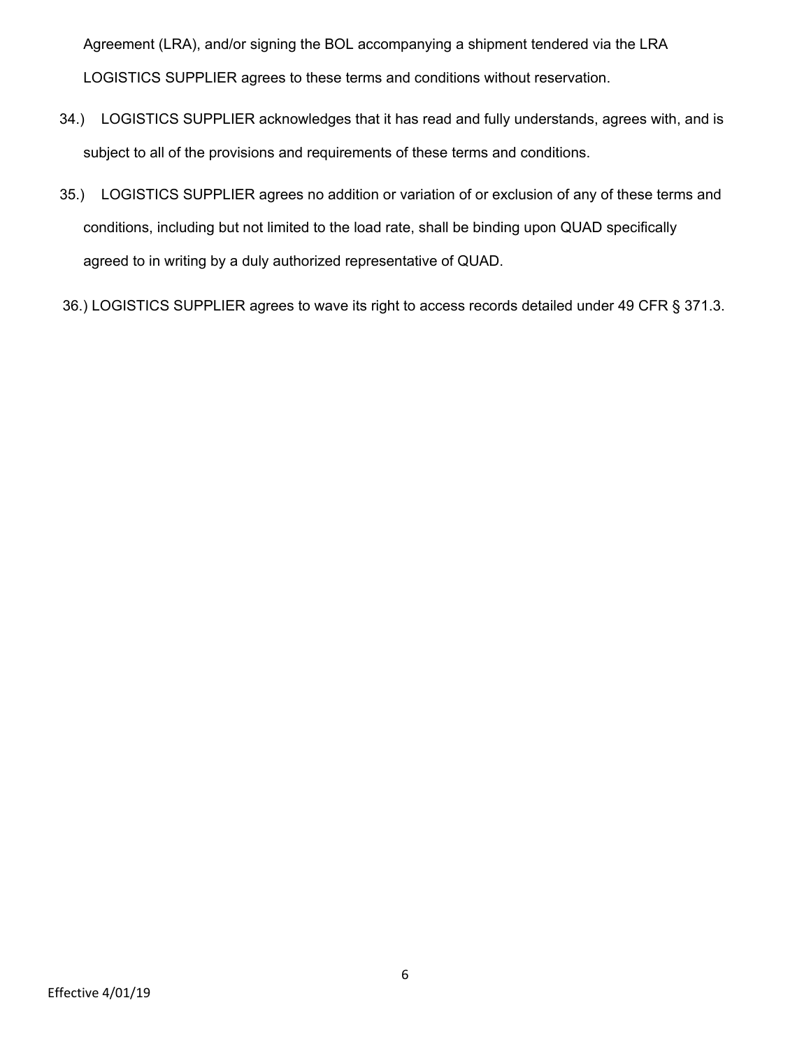Agreement (LRA), and/or signing the BOL accompanying a shipment tendered via the LRA LOGISTICS SUPPLIER agrees to these terms and conditions without reservation.

34.) LOGISTICS SUPPLIER acknowledges that it has read and fully understands, agrees with, and is subject to all of the provisions and requirements of these terms and conditions.

35.) LOGISTICS SUPPLIER agrees no addition or variation of or exclusion of any of these terms and conditions, including but not limited to the load rate, shall be binding upon QUAD specifically agreed to in writing by a duly authorized representative of QUAD.

36.) LOGISTICS SUPPLIER agrees to wave its right to access records detailed under 49 CFR § 371.3.

Effective 4/01/19